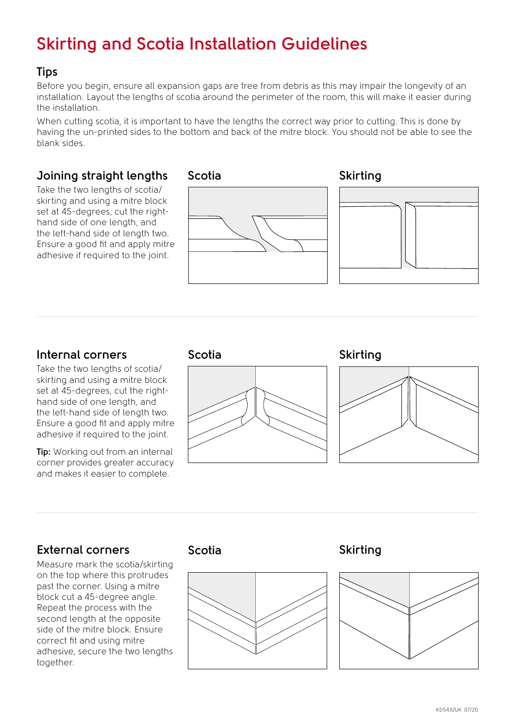# Skirting and Scotia Installation Guidelines

## Tips

Before you begin, ensure all expansion gaps are free from debris as this may impair the longevity of an installation. Layout the lengths of scotia around the perimeter of the room, this will make it easier during the installation.

When cutting scotia, it is important to have the lengths the correct way prior to cutting. This is done by having the un-printed sides to the bottom and back of the mitre block. You should not be able to see the blank sides.

## Joining straight lengths

Take the two lengths of scotia/ skirting and using a mitre block set at 45-degrees, cut the right-hand side of one length, and the left-hand side of length two. Ensure a good fit and apply mitre adhesive if required to the joint.

Scotia

Skirting

## Internal corners

Take the two lengths of scotia/ skirting and using a mitre block set at 45-degrees, cut the right-hand side of one length, and the left-hand side of length two. Ensure a good fit and apply mitre adhesive if required to the joint.

**Tip:** Working out from an internal corner provides greater accuracy and makes it easier to complete.

Scotia

Skirting

## External corners

Measure mark the scotia/skirting on the top where this protrudes past the corner. Using a mitre block cut a 45-degree angle. Repeat the process with the second length at the opposite side of the mitre block. Ensure correct fit and using mitre adhesive, secure the two lengths together.

Scotia

Skirting

KD5432UK 07/20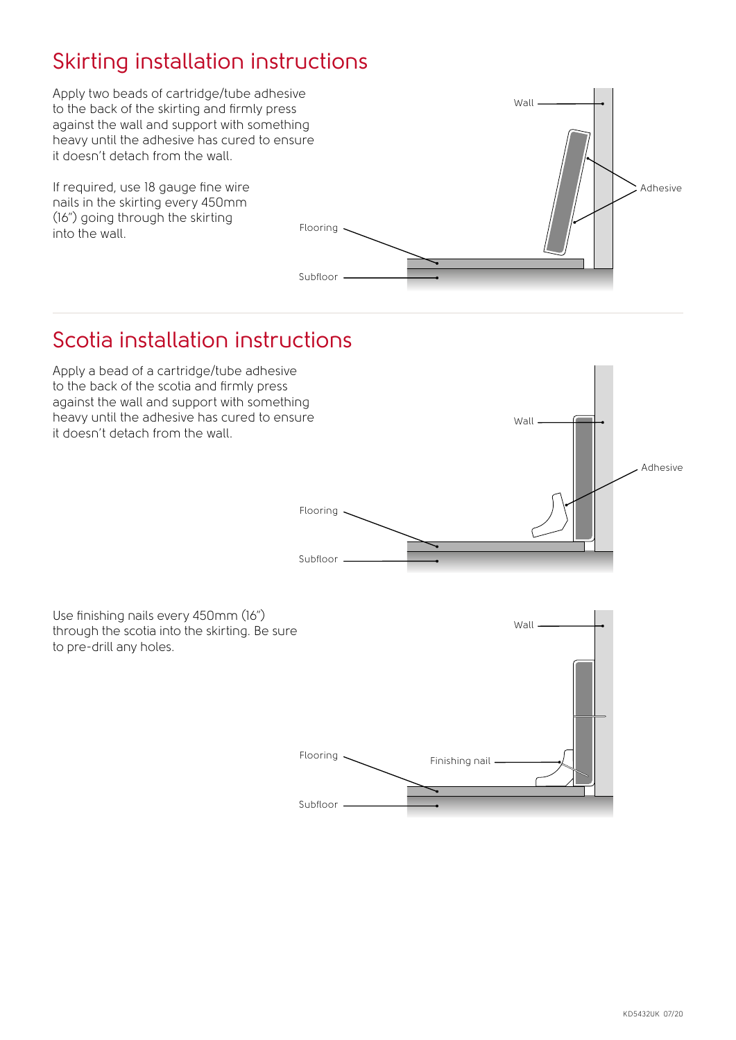# Skirting installation instructions

Apply two beads of cartridge/tube adhesive to the back of the skirting and firmly press against the wall and support with something heavy until the adhesive has cured to ensure it doesn't detach from the wall.

If required, use 18 gauge fine wire nails in the skirting every 450mm (16") going through the skirting into the wall.

Wall

Adhesive

Flooring

Subfloor

# Scotia installation instructions

Apply a bead of a cartridge/tube adhesive to the back of the scotia and firmly press against the wall and support with something heavy until the adhesive has cured to ensure it doesn't detach from the wall.

Wall

Adhesive

Flooring

Subfloor

Use finishing nails every 450mm (16") through the scotia into the skirting. Be sure to pre-drill any holes.

Wall

Finishing nail

Flooring

Subfloor

KD5432UK 07/20